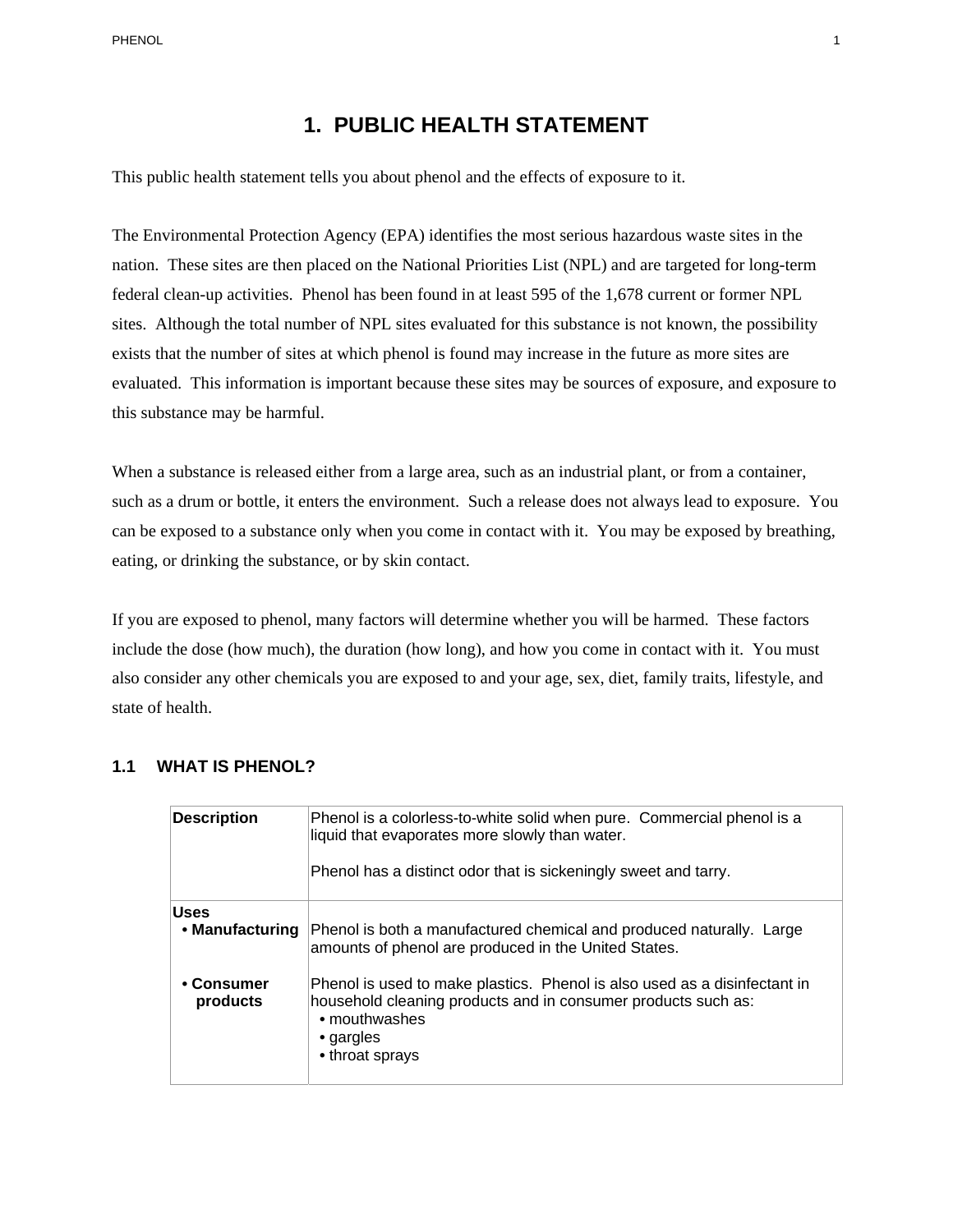# 1. PUBLIC HEALTH STATEMENT

This public health statement tells you about phenol and the effects of exposure to it.

The Environmental Protection Agency (EPA) identifies the most serious hazardous waste sites in the nation. These sites are then placed on the National Priorities List (NPL) and are targeted for long-term federal clean-up activities. Phenol has been found in at least 595 of the 1,678 current or former NPL sites. Although the total number of NPL sites evaluated for this substance is not known, the possibility exists that the number of sites at which phenol is found may increase in the future as more sites are evaluated. This information is important because these sites may be sources of exposure, and exposure to this substance may be harmful.

When a substance is released either from a large area, such as an industrial plant, or from a container, such as a drum or bottle, it enters the environment. Such a release does not always lead to exposure. You can be exposed to a substance only when you come in contact with it. You may be exposed by breathing, eating, or drinking the substance, or by skin contact.

If you are exposed to phenol, many factors will determine whether you will be harmed. These factors include the dose (how much), the duration (how long), and how you come in contact with it. You must also consider any other chemicals you are exposed to and your age, sex, diet, family traits, lifestyle, and state of health.

## 1.1 WHAT IS PHENOL?

| | |
|---|---|
| **Description** | Phenol is a colorless-to-white solid when pure. Commercial phenol is a liquid that evaporates more slowly than water.<br><br>Phenol has a distinct odor that is sickeningly sweet and tarry. |
| **Uses**<br>**• Manufacturing** | Phenol is both a manufactured chemical and produced naturally. Large amounts of phenol are produced in the United States. |
| **• Consumer products** | Phenol is used to make plastics. Phenol is also used as a disinfectant in household cleaning products and in consumer products such as:<br>• mouthwashes<br>• gargles<br>• throat sprays |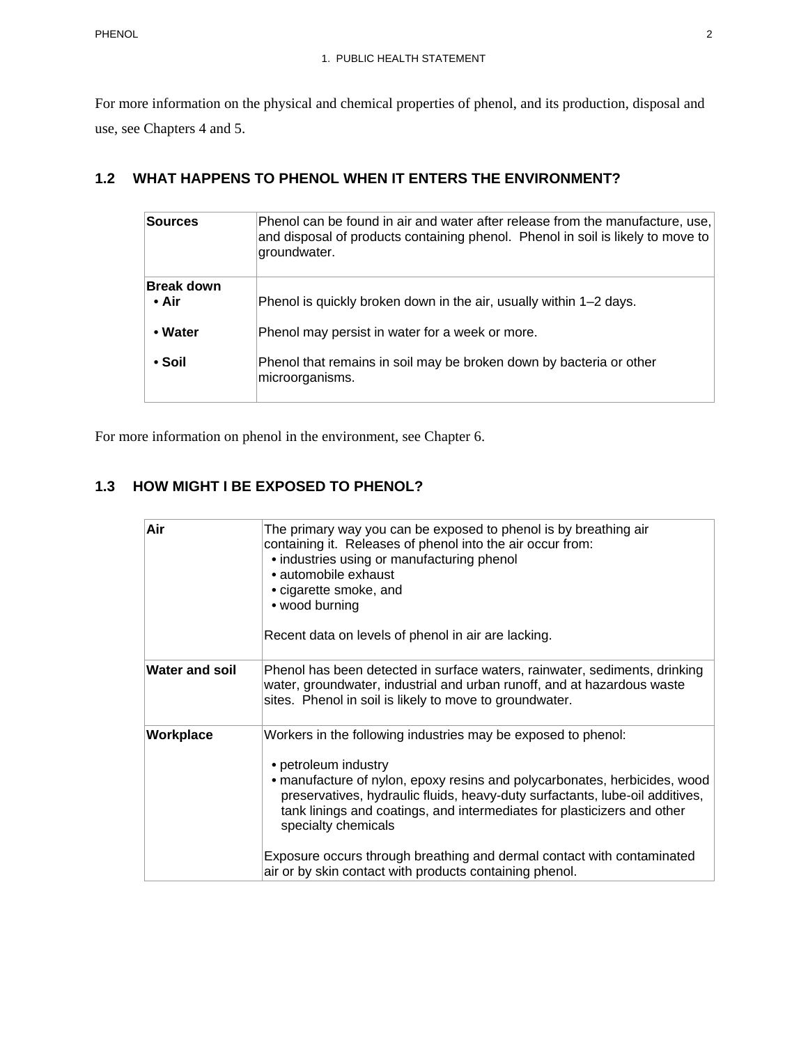For more information on the physical and chemical properties of phenol, and its production, disposal and use, see Chapters 4 and 5.

## 1.2 WHAT HAPPENS TO PHENOL WHEN IT ENTERS THE ENVIRONMENT?

| | |
|---|---|
| **Sources** | Phenol can be found in air and water after release from the manufacture, use, and disposal of products containing phenol. Phenol in soil is likely to move to groundwater. |
| **Break down** | |
| **• Air** | Phenol is quickly broken down in the air, usually within 1–2 days. |
| **• Water** | Phenol may persist in water for a week or more. |
| **• Soil** | Phenol that remains in soil may be broken down by bacteria or other microorganisms. |

For more information on phenol in the environment, see Chapter 6.

## 1.3 HOW MIGHT I BE EXPOSED TO PHENOL?

| | |
|---|---|
| **Air** | The primary way you can be exposed to phenol is by breathing air containing it. Releases of phenol into the air occur from:<br>• industries using or manufacturing phenol<br>• automobile exhaust<br>• cigarette smoke, and<br>• wood burning<br><br>Recent data on levels of phenol in air are lacking. |
| **Water and soil** | Phenol has been detected in surface waters, rainwater, sediments, drinking water, groundwater, industrial and urban runoff, and at hazardous waste sites. Phenol in soil is likely to move to groundwater. |
| **Workplace** | Workers in the following industries may be exposed to phenol:<br><br>• petroleum industry<br>• manufacture of nylon, epoxy resins and polycarbonates, herbicides, wood preservatives, hydraulic fluids, heavy-duty surfactants, lube-oil additives, tank linings and coatings, and intermediates for plasticizers and other specialty chemicals<br><br>Exposure occurs through breathing and dermal contact with contaminated air or by skin contact with products containing phenol. |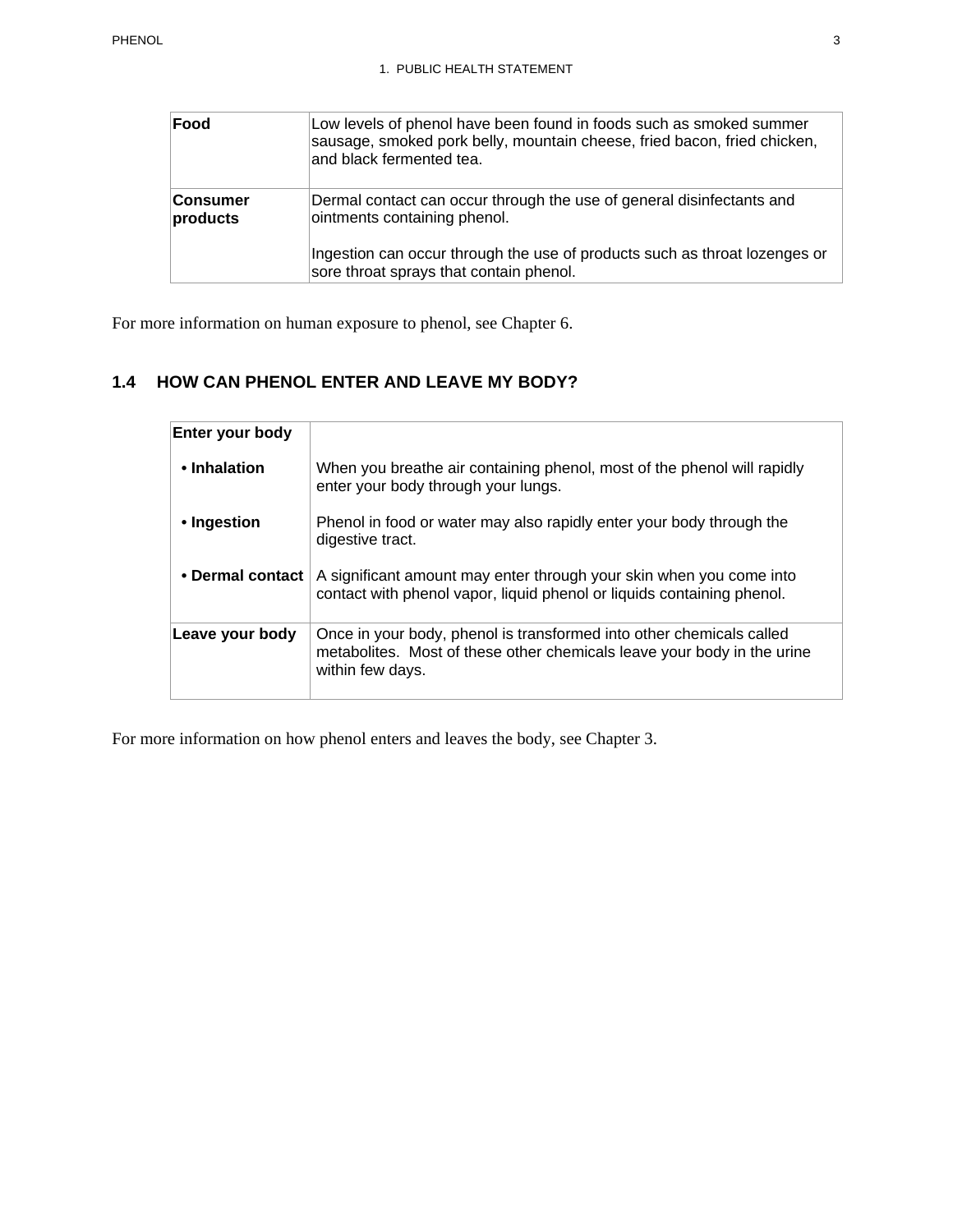| | |
|---|---|
| **Food** | Low levels of phenol have been found in foods such as smoked summer sausage, smoked pork belly, mountain cheese, fried bacon, fried chicken, and black fermented tea. |
| **Consumer products** | Dermal contact can occur through the use of general disinfectants and ointments containing phenol.<br><br>Ingestion can occur through the use of products such as throat lozenges or sore throat sprays that contain phenol. |

For more information on human exposure to phenol, see Chapter 6.

## 1.4 HOW CAN PHENOL ENTER AND LEAVE MY BODY?

| | |
|---|---|
| **Enter your body** | |
| **• Inhalation** | When you breathe air containing phenol, most of the phenol will rapidly enter your body through your lungs. |
| **• Ingestion** | Phenol in food or water may also rapidly enter your body through the digestive tract. |
| **• Dermal contact** | A significant amount may enter through your skin when you come into contact with phenol vapor, liquid phenol or liquids containing phenol. |
| **Leave your body** | Once in your body, phenol is transformed into other chemicals called metabolites. Most of these other chemicals leave your body in the urine within few days. |

For more information on how phenol enters and leaves the body, see Chapter 3.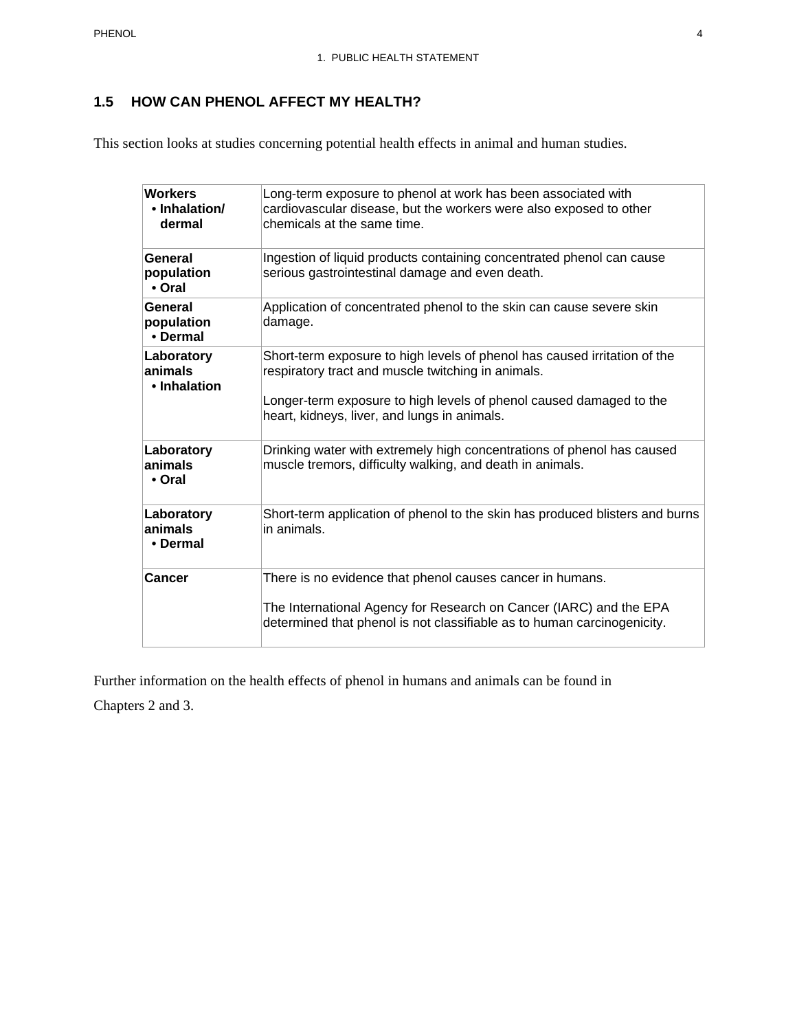## 1.5 HOW CAN PHENOL AFFECT MY HEALTH?

This section looks at studies concerning potential health effects in animal and human studies.

| | |
|---|---|
| **Workers**<br>**• Inhalation/ dermal** | Long-term exposure to phenol at work has been associated with cardiovascular disease, but the workers were also exposed to other chemicals at the same time. |
| **General population**<br>**• Oral** | Ingestion of liquid products containing concentrated phenol can cause serious gastrointestinal damage and even death. |
| **General population**<br>**• Dermal** | Application of concentrated phenol to the skin can cause severe skin damage. |
| **Laboratory animals**<br>**• Inhalation** | Short-term exposure to high levels of phenol has caused irritation of the respiratory tract and muscle twitching in animals.<br><br>Longer-term exposure to high levels of phenol caused damaged to the heart, kidneys, liver, and lungs in animals. |
| **Laboratory animals**<br>**• Oral** | Drinking water with extremely high concentrations of phenol has caused muscle tremors, difficulty walking, and death in animals. |
| **Laboratory animals**<br>**• Dermal** | Short-term application of phenol to the skin has produced blisters and burns in animals. |
| **Cancer** | There is no evidence that phenol causes cancer in humans.<br><br>The International Agency for Research on Cancer (IARC) and the EPA determined that phenol is not classifiable as to human carcinogenicity. |

Further information on the health effects of phenol in humans and animals can be found in Chapters 2 and 3.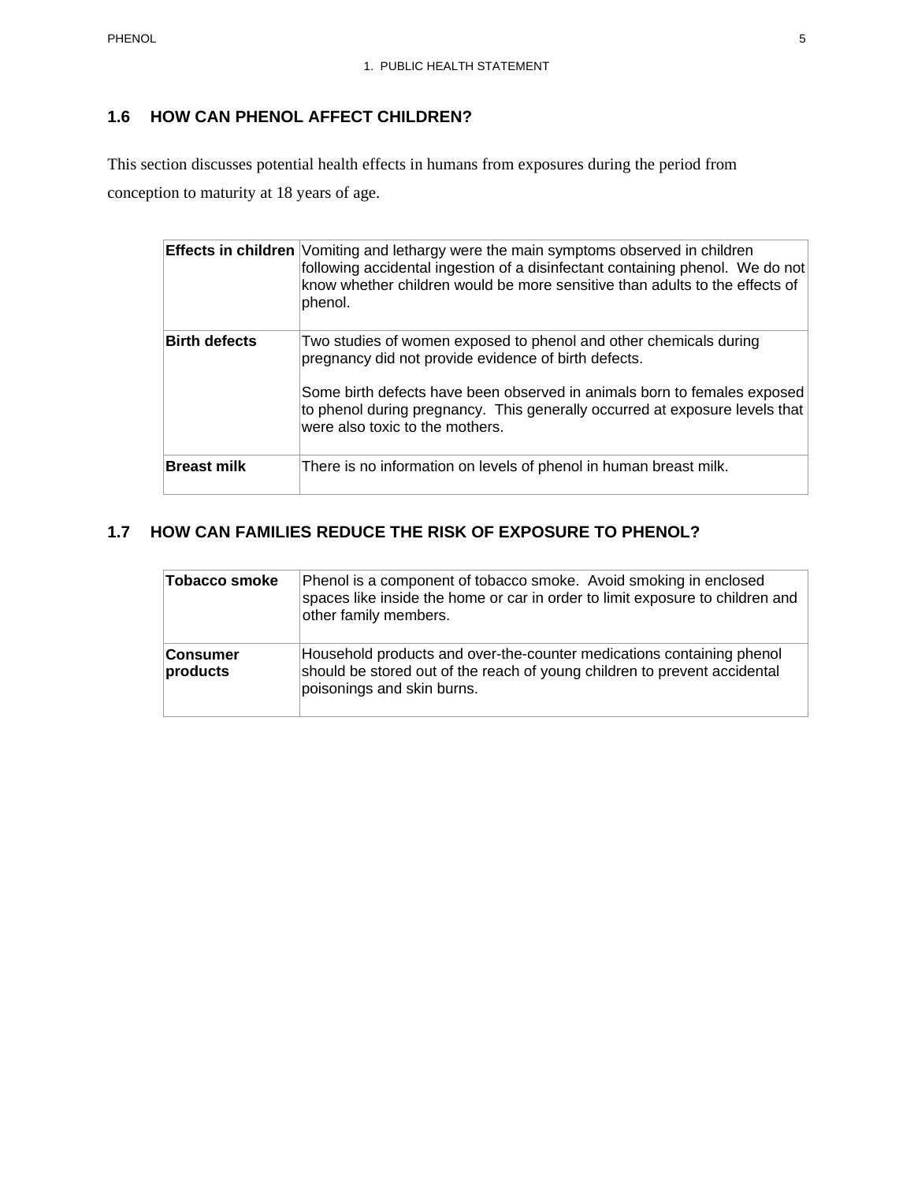## 1.6 HOW CAN PHENOL AFFECT CHILDREN?

This section discusses potential health effects in humans from exposures during the period from conception to maturity at 18 years of age.

| | |
|---|---|
| **Effects in children** | Vomiting and lethargy were the main symptoms observed in children following accidental ingestion of a disinfectant containing phenol. We do not know whether children would be more sensitive than adults to the effects of phenol. |
| **Birth defects** | Two studies of women exposed to phenol and other chemicals during pregnancy did not provide evidence of birth defects.<br><br>Some birth defects have been observed in animals born to females exposed to phenol during pregnancy. This generally occurred at exposure levels that were also toxic to the mothers. |
| **Breast milk** | There is no information on levels of phenol in human breast milk. |

## 1.7 HOW CAN FAMILIES REDUCE THE RISK OF EXPOSURE TO PHENOL?

| | |
|---|---|
| **Tobacco smoke** | Phenol is a component of tobacco smoke. Avoid smoking in enclosed spaces like inside the home or car in order to limit exposure to children and other family members. |
| **Consumer products** | Household products and over-the-counter medications containing phenol should be stored out of the reach of young children to prevent accidental poisonings and skin burns. |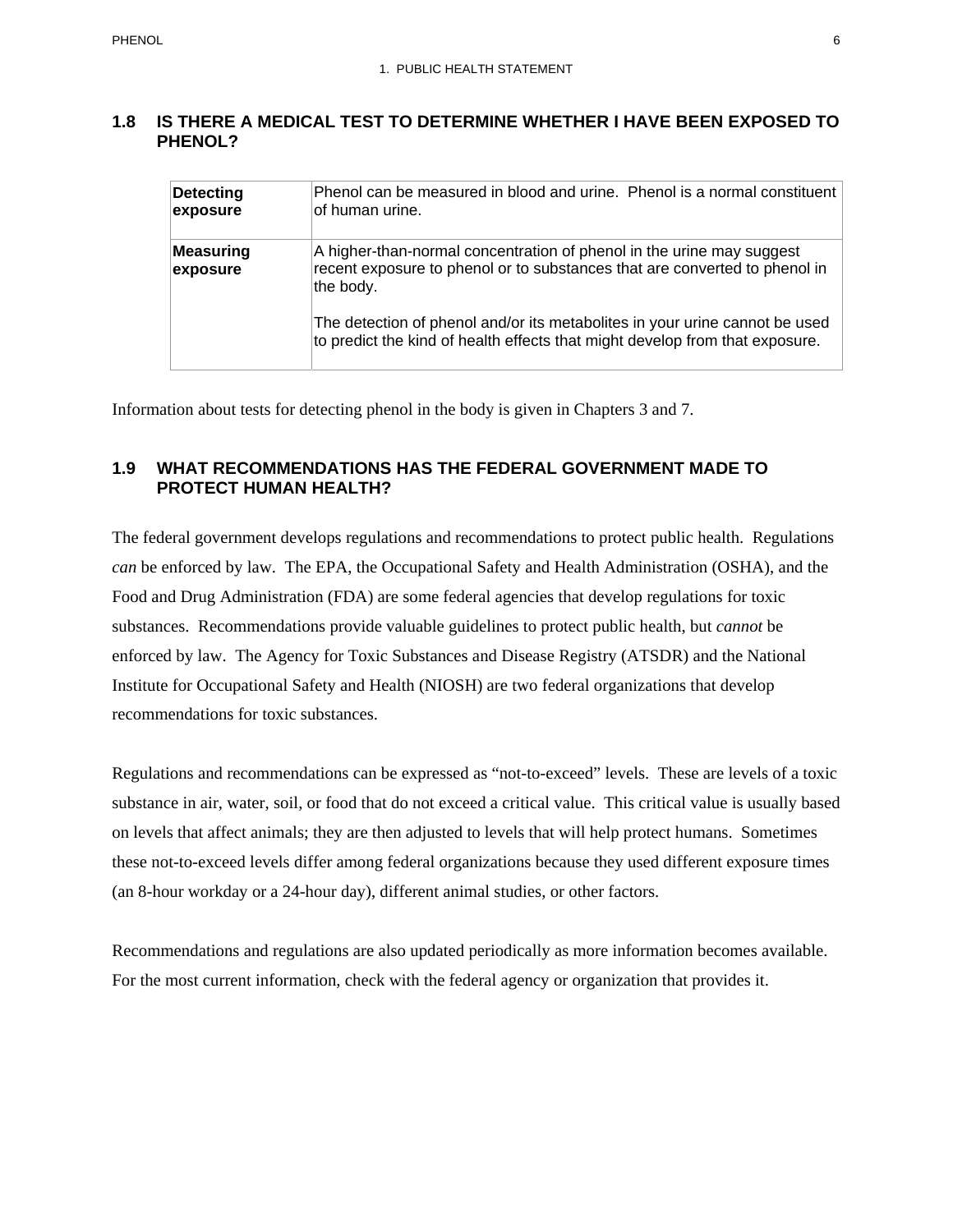## 1.8 IS THERE A MEDICAL TEST TO DETERMINE WHETHER I HAVE BEEN EXPOSED TO PHENOL?

| | |
|---|---|
| **Detecting exposure** | Phenol can be measured in blood and urine. Phenol is a normal constituent of human urine. |
| **Measuring exposure** | A higher-than-normal concentration of phenol in the urine may suggest recent exposure to phenol or to substances that are converted to phenol in the body.<br><br>The detection of phenol and/or its metabolites in your urine cannot be used to predict the kind of health effects that might develop from that exposure. |

Information about tests for detecting phenol in the body is given in Chapters 3 and 7.

## 1.9 WHAT RECOMMENDATIONS HAS THE FEDERAL GOVERNMENT MADE TO PROTECT HUMAN HEALTH?

The federal government develops regulations and recommendations to protect public health. Regulations *can* be enforced by law. The EPA, the Occupational Safety and Health Administration (OSHA), and the Food and Drug Administration (FDA) are some federal agencies that develop regulations for toxic substances. Recommendations provide valuable guidelines to protect public health, but *cannot* be enforced by law. The Agency for Toxic Substances and Disease Registry (ATSDR) and the National Institute for Occupational Safety and Health (NIOSH) are two federal organizations that develop recommendations for toxic substances.

Regulations and recommendations can be expressed as "not-to-exceed" levels. These are levels of a toxic substance in air, water, soil, or food that do not exceed a critical value. This critical value is usually based on levels that affect animals; they are then adjusted to levels that will help protect humans. Sometimes these not-to-exceed levels differ among federal organizations because they used different exposure times (an 8-hour workday or a 24-hour day), different animal studies, or other factors.

Recommendations and regulations are also updated periodically as more information becomes available. For the most current information, check with the federal agency or organization that provides it.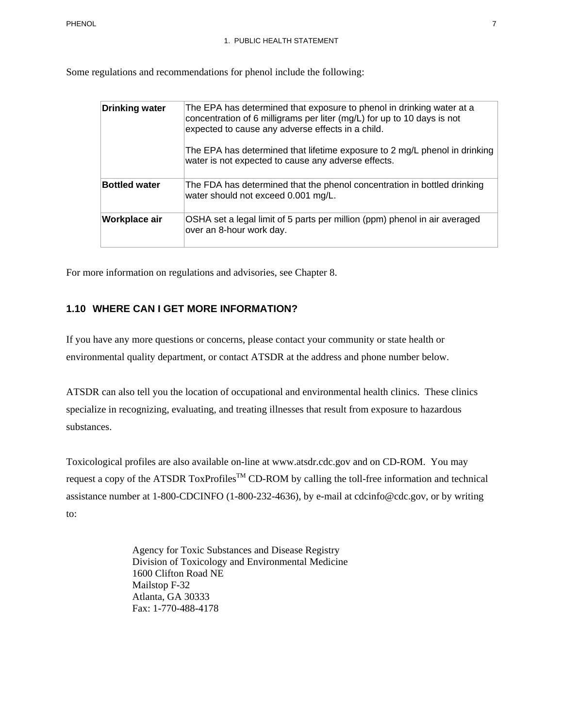Some regulations and recommendations for phenol include the following:

| | |
|---|---|
| **Drinking water** | The EPA has determined that exposure to phenol in drinking water at a concentration of 6 milligrams per liter (mg/L) for up to 10 days is not expected to cause any adverse effects in a child.<br><br>The EPA has determined that lifetime exposure to 2 mg/L phenol in drinking water is not expected to cause any adverse effects. |
| **Bottled water** | The FDA has determined that the phenol concentration in bottled drinking water should not exceed 0.001 mg/L. |
| **Workplace air** | OSHA set a legal limit of 5 parts per million (ppm) phenol in air averaged over an 8-hour work day. |

For more information on regulations and advisories, see Chapter 8.

## 1.10 WHERE CAN I GET MORE INFORMATION?

If you have any more questions or concerns, please contact your community or state health or environmental quality department, or contact ATSDR at the address and phone number below.

ATSDR can also tell you the location of occupational and environmental health clinics. These clinics specialize in recognizing, evaluating, and treating illnesses that result from exposure to hazardous substances.

Toxicological profiles are also available on-line at www.atsdr.cdc.gov and on CD-ROM. You may request a copy of the ATSDR ToxProfiles™ CD-ROM by calling the toll-free information and technical assistance number at 1-800-CDCINFO (1-800-232-4636), by e-mail at cdcinfo@cdc.gov, or by writing to:

Agency for Toxic Substances and Disease Registry
Division of Toxicology and Environmental Medicine
1600 Clifton Road NE
Mailstop F-32
Atlanta, GA 30333
Fax: 1-770-488-4178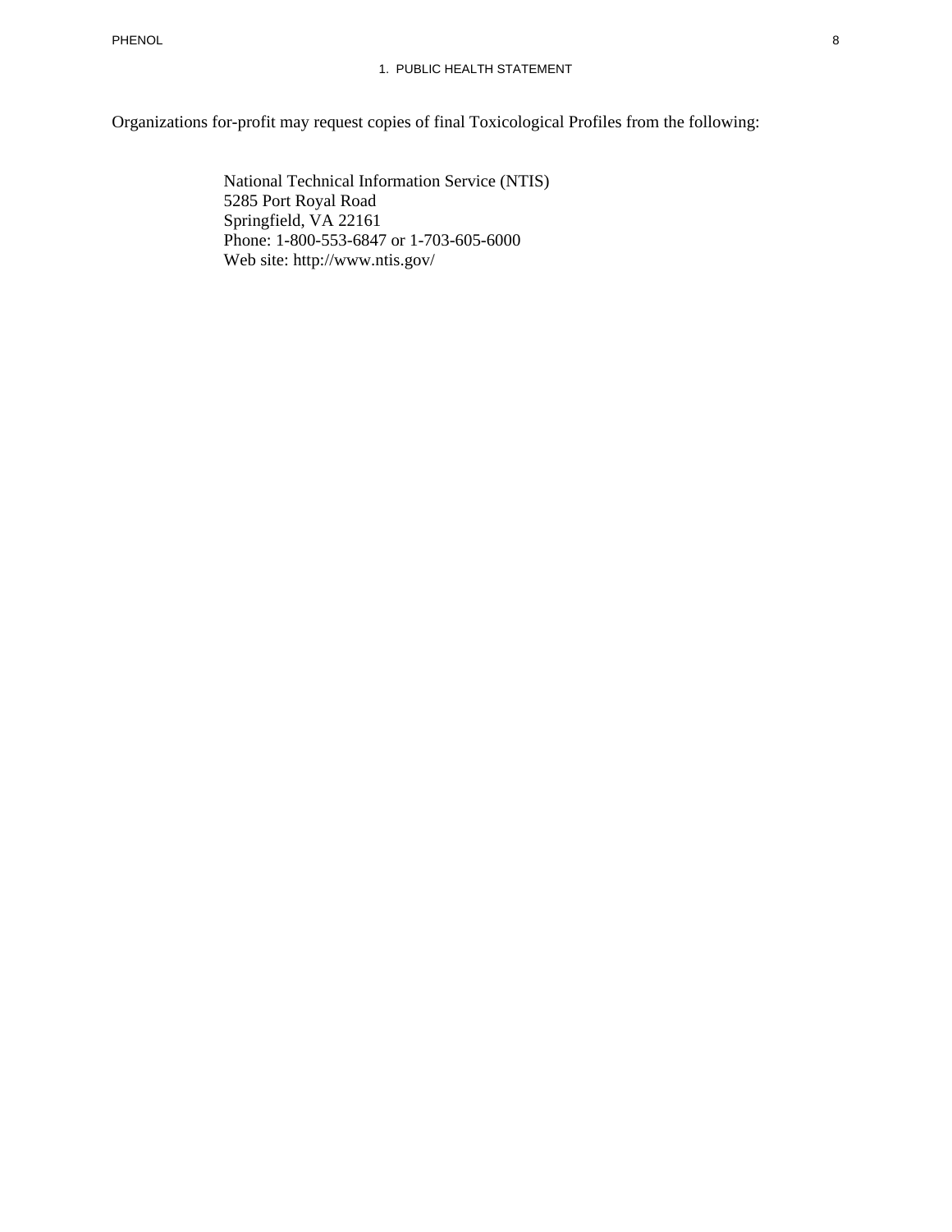Organizations for-profit may request copies of final Toxicological Profiles from the following:

National Technical Information Service (NTIS)
5285 Port Royal Road
Springfield, VA 22161
Phone: 1-800-553-6847 or 1-703-605-6000
Web site: http://www.ntis.gov/